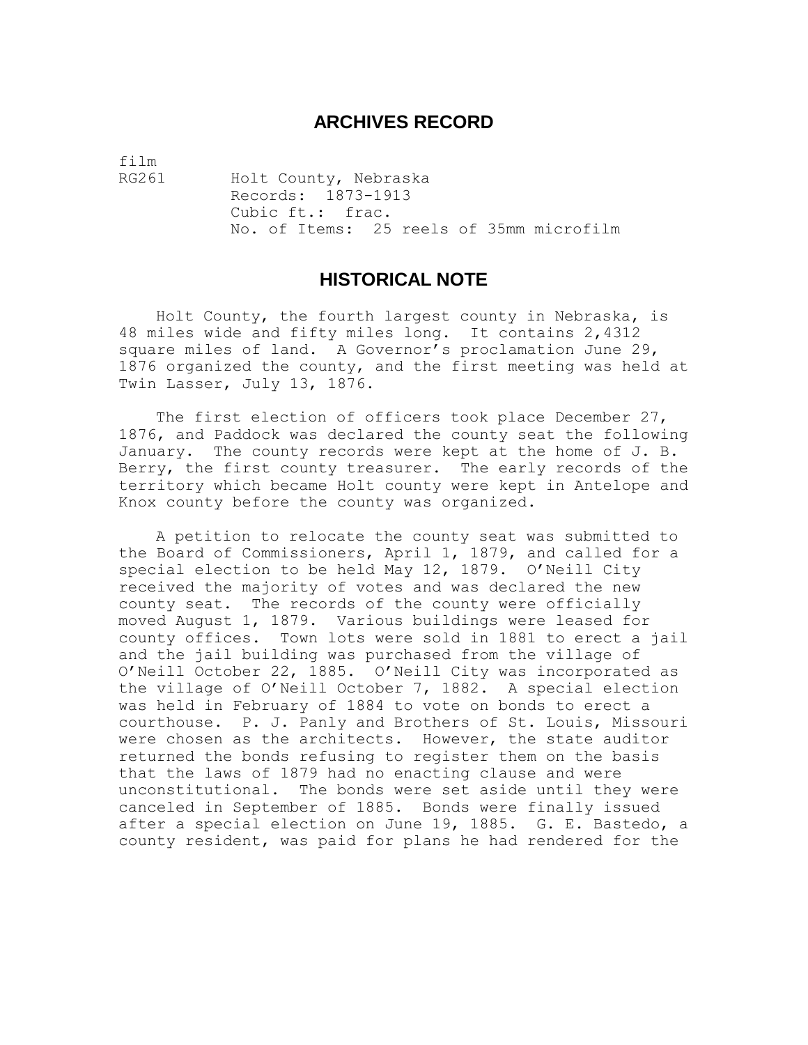# ARCHIVES RECORD

film
RG261 Holt County, Nebraska
Records: 1873-1913
Cubic ft.: frac.
No. of Items: 25 reels of 35mm microfilm

## HISTORICAL NOTE

Holt County, the fourth largest county in Nebraska, is 48 miles wide and fifty miles long. It contains 2,4312 square miles of land. A Governor's proclamation June 29, 1876 organized the county, and the first meeting was held at Twin Lasser, July 13, 1876.

The first election of officers took place December 27, 1876, and Paddock was declared the county seat the following January. The county records were kept at the home of J. B. Berry, the first county treasurer. The early records of the territory which became Holt county were kept in Antelope and Knox county before the county was organized.

A petition to relocate the county seat was submitted to the Board of Commissioners, April 1, 1879, and called for a special election to be held May 12, 1879. O'Neill City received the majority of votes and was declared the new county seat. The records of the county were officially moved August 1, 1879. Various buildings were leased for county offices. Town lots were sold in 1881 to erect a jail and the jail building was purchased from the village of O'Neill October 22, 1885. O'Neill City was incorporated as the village of O'Neill October 7, 1882. A special election was held in February of 1884 to vote on bonds to erect a courthouse. P. J. Panly and Brothers of St. Louis, Missouri were chosen as the architects. However, the state auditor returned the bonds refusing to register them on the basis that the laws of 1879 had no enacting clause and were unconstitutional. The bonds were set aside until they were canceled in September of 1885. Bonds were finally issued after a special election on June 19, 1885. G. E. Bastedo, a county resident, was paid for plans he had rendered for the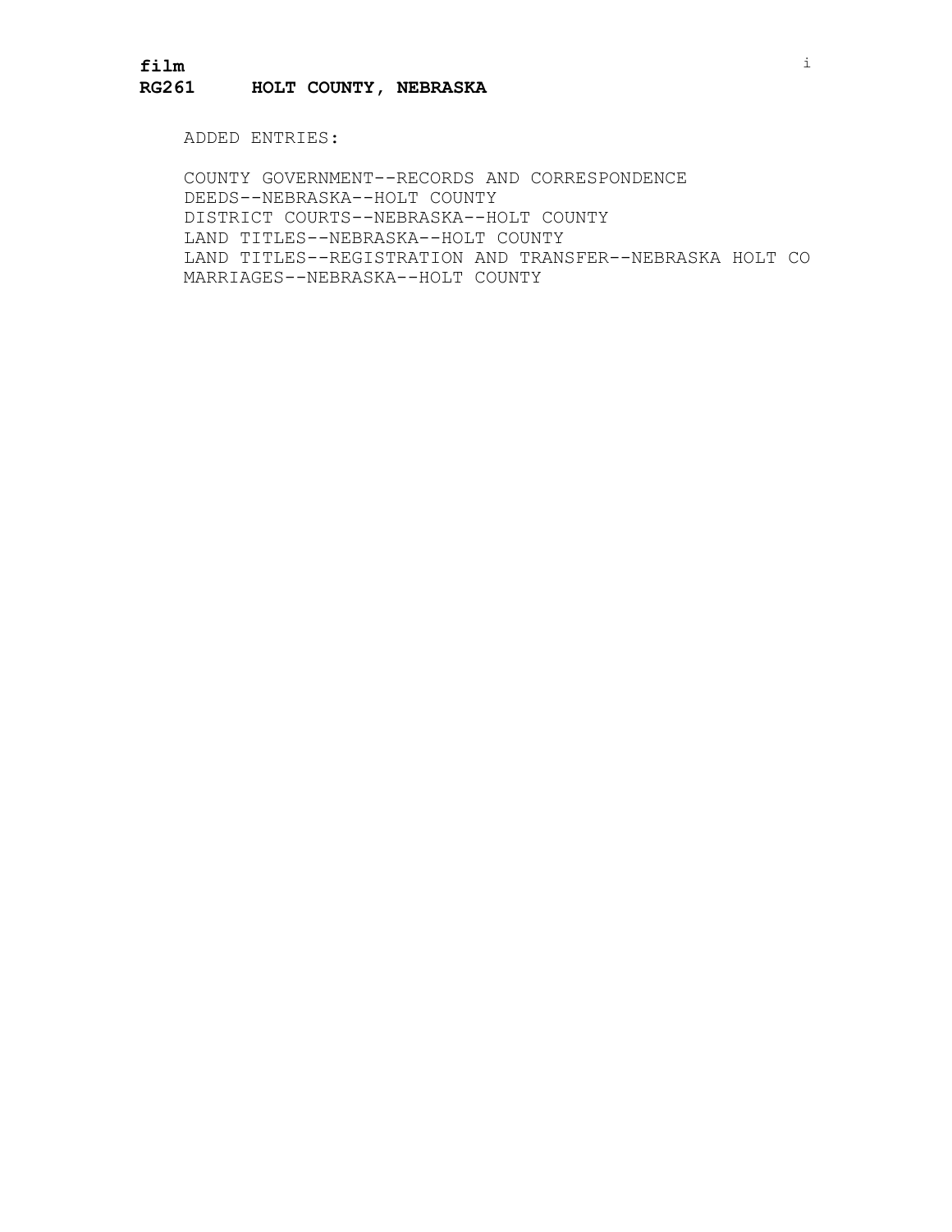**film**
**RG261 HOLT COUNTY, NEBRASKA**

ADDED ENTRIES:

COUNTY GOVERNMENT--RECORDS AND CORRESPONDENCE
DEEDS--NEBRASKA--HOLT COUNTY
DISTRICT COURTS--NEBRASKA--HOLT COUNTY
LAND TITLES--NEBRASKA--HOLT COUNTY
LAND TITLES--REGISTRATION AND TRANSFER--NEBRASKA HOLT CO
MARRIAGES--NEBRASKA--HOLT COUNTY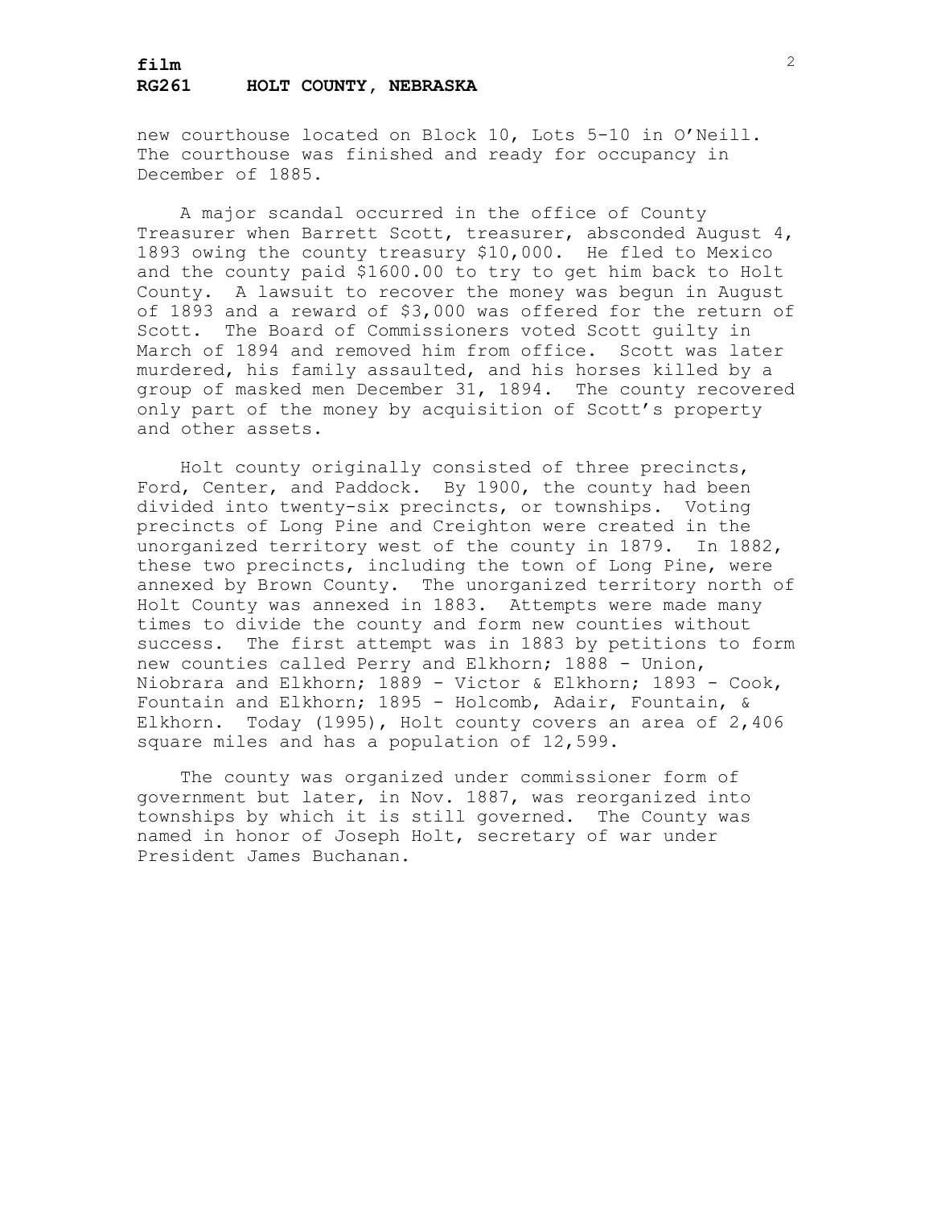new courthouse located on Block 10, Lots 5-10 in O'Neill. The courthouse was finished and ready for occupancy in December of 1885.

A major scandal occurred in the office of County Treasurer when Barrett Scott, treasurer, absconded August 4, 1893 owing the county treasury $10,000. He fled to Mexico and the county paid $1600.00 to try to get him back to Holt County. A lawsuit to recover the money was begun in August of 1893 and a reward of $3,000 was offered for the return of Scott. The Board of Commissioners voted Scott guilty in March of 1894 and removed him from office. Scott was later murdered, his family assaulted, and his horses killed by a group of masked men December 31, 1894. The county recovered only part of the money by acquisition of Scott's property and other assets.

Holt county originally consisted of three precincts, Ford, Center, and Paddock. By 1900, the county had been divided into twenty-six precincts, or townships. Voting precincts of Long Pine and Creighton were created in the unorganized territory west of the county in 1879. In 1882, these two precincts, including the town of Long Pine, were annexed by Brown County. The unorganized territory north of Holt County was annexed in 1883. Attempts were made many times to divide the county and form new counties without success. The first attempt was in 1883 by petitions to form new counties called Perry and Elkhorn; 1888 - Union, Niobrara and Elkhorn; 1889 - Victor & Elkhorn; 1893 - Cook, Fountain and Elkhorn; 1895 - Holcomb, Adair, Fountain, & Elkhorn. Today (1995), Holt county covers an area of 2,406 square miles and has a population of 12,599.

The county was organized under commissioner form of government but later, in Nov. 1887, was reorganized into townships by which it is still governed. The County was named in honor of Joseph Holt, secretary of war under President James Buchanan.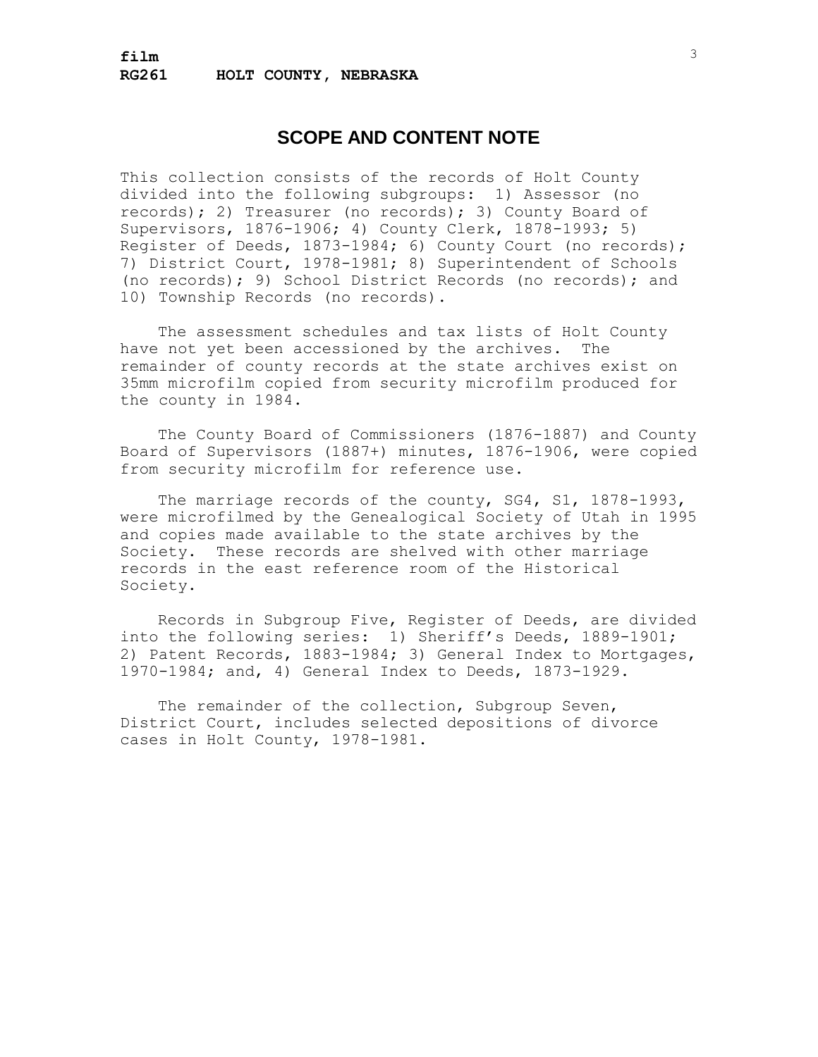**film**
**RG261 HOLT COUNTY, NEBRASKA**

## SCOPE AND CONTENT NOTE

This collection consists of the records of Holt County divided into the following subgroups: 1) Assessor (no records); 2) Treasurer (no records); 3) County Board of Supervisors, 1876-1906; 4) County Clerk, 1878-1993; 5) Register of Deeds, 1873-1984; 6) County Court (no records); 7) District Court, 1978-1981; 8) Superintendent of Schools (no records); 9) School District Records (no records); and 10) Township Records (no records).

The assessment schedules and tax lists of Holt County have not yet been accessioned by the archives. The remainder of county records at the state archives exist on 35mm microfilm copied from security microfilm produced for the county in 1984.

The County Board of Commissioners (1876-1887) and County Board of Supervisors (1887+) minutes, 1876-1906, were copied from security microfilm for reference use.

The marriage records of the county, SG4, S1, 1878-1993, were microfilmed by the Genealogical Society of Utah in 1995 and copies made available to the state archives by the Society. These records are shelved with other marriage records in the east reference room of the Historical Society.

Records in Subgroup Five, Register of Deeds, are divided into the following series: 1) Sheriff's Deeds, 1889-1901; 2) Patent Records, 1883-1984; 3) General Index to Mortgages, 1970-1984; and, 4) General Index to Deeds, 1873-1929.

The remainder of the collection, Subgroup Seven, District Court, includes selected depositions of divorce cases in Holt County, 1978-1981.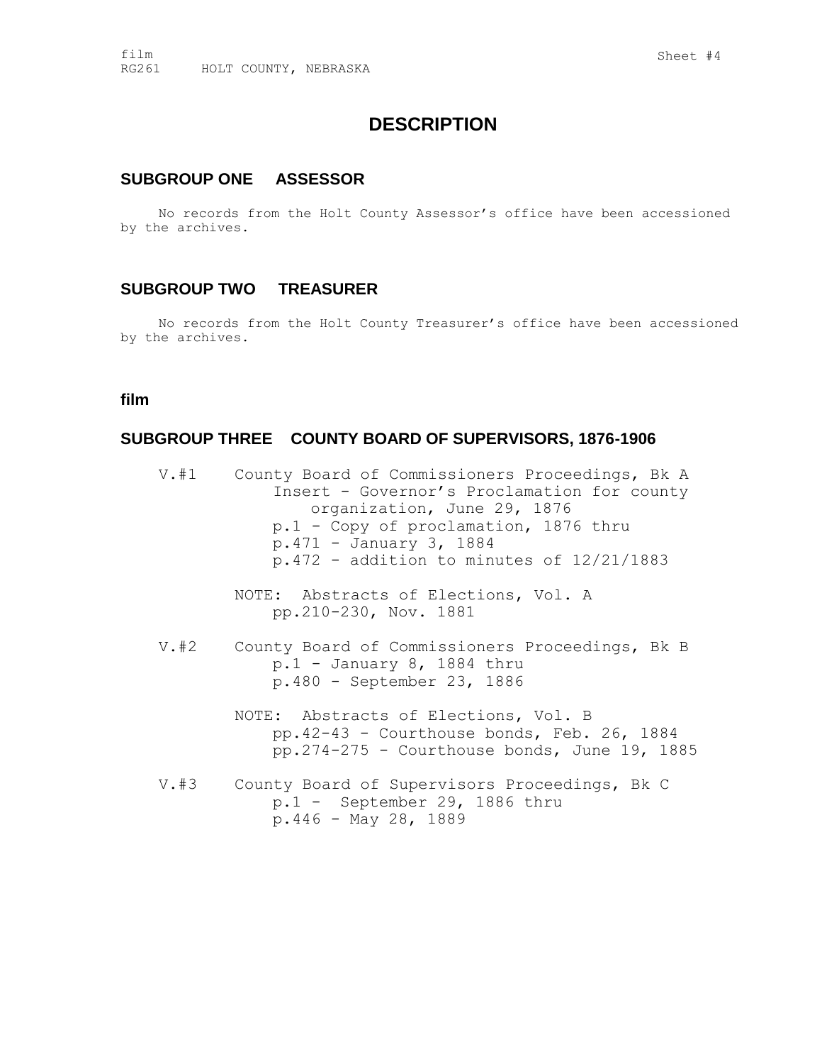# DESCRIPTION

## SUBGROUP ONE ASSESSOR

No records from the Holt County Assessor's office have been accessioned by the archives.

## SUBGROUP TWO TREASURER

No records from the Holt County Treasurer's office have been accessioned by the archives.

**film**

## SUBGROUP THREE COUNTY BOARD OF SUPERVISORS, 1876-1906

V.#1 County Board of Commissioners Proceedings, Bk A
- Insert - Governor's Proclamation for county organization, June 29, 1876
- p.1 - Copy of proclamation, 1876 thru
- p.471 - January 3, 1884
- p.472 - addition to minutes of 12/21/1883

NOTE: Abstracts of Elections, Vol. A
- pp.210-230, Nov. 1881

V.#2 County Board of Commissioners Proceedings, Bk B
- p.1 - January 8, 1884 thru
- p.480 - September 23, 1886

NOTE: Abstracts of Elections, Vol. B
- pp.42-43 - Courthouse bonds, Feb. 26, 1884
- pp.274-275 - Courthouse bonds, June 19, 1885

V.#3 County Board of Supervisors Proceedings, Bk C
- p.1 - September 29, 1886 thru
- p.446 - May 28, 1889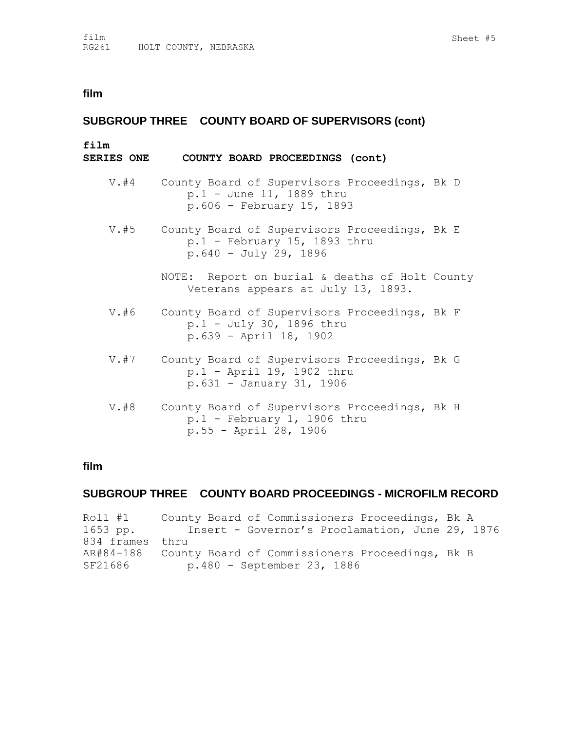**film**

## SUBGROUP THREE COUNTY BOARD OF SUPERVISORS (cont)

**film**
**SERIES ONE COUNTY BOARD PROCEEDINGS (cont)**

V.#4 County Board of Supervisors Proceedings, Bk D
p.1 - June 11, 1889 thru
p.606 - February 15, 1893

V.#5 County Board of Supervisors Proceedings, Bk E
p.1 - February 15, 1893 thru
p.640 - July 29, 1896

NOTE: Report on burial & deaths of Holt County Veterans appears at July 13, 1893.

V.#6 County Board of Supervisors Proceedings, Bk F
p.1 - July 30, 1896 thru
p.639 - April 18, 1902

V.#7 County Board of Supervisors Proceedings, Bk G
p.1 - April 19, 1902 thru
p.631 - January 31, 1906

V.#8 County Board of Supervisors Proceedings, Bk H
p.1 - February 1, 1906 thru
p.55 - April 28, 1906

**film**

## SUBGROUP THREE COUNTY BOARD PROCEEDINGS - MICROFILM RECORD

| | |
|---|---|
| Roll #1 | County Board of Commissioners Proceedings, Bk A |
| 1653 pp. | Insert - Governor's Proclamation, June 29, 1876 |
| 834 frames | thru |
| AR#84-188 | County Board of Commissioners Proceedings, Bk B |
| SF21686 | p.480 - September 23, 1886 |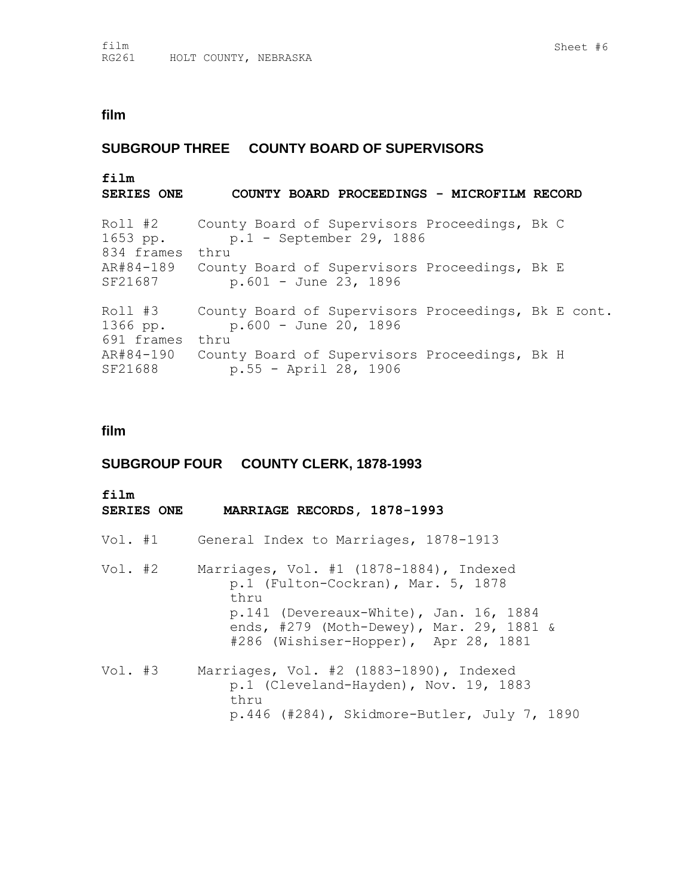**film**

## SUBGROUP THREE    COUNTY BOARD OF SUPERVISORS

**film**

### SERIES ONE    COUNTY BOARD PROCEEDINGS - MICROFILM RECORD

| | |
|---|---|
| Roll #2<br>1653 pp.<br>834 frames<br>AR#84-189<br>SF21687 | County Board of Supervisors Proceedings, Bk C<br>p.1 - September 29, 1886<br>thru<br>County Board of Supervisors Proceedings, Bk E<br>p.601 - June 23, 1896 |
| Roll #3<br>1366 pp.<br>691 frames<br>AR#84-190<br>SF21688 | County Board of Supervisors Proceedings, Bk E cont.<br>p.600 - June 20, 1896<br>thru<br>County Board of Supervisors Proceedings, Bk H<br>p.55 - April 28, 1906 |

**film**

## SUBGROUP FOUR    COUNTY CLERK, 1878-1993

**film**

### SERIES ONE    MARRIAGE RECORDS, 1878-1993

| | |
|---|---|
| Vol. #1 | General Index to Marriages, 1878-1913 |
| Vol. #2 | Marriages, Vol. #1 (1878-1884), Indexed<br>p.1 (Fulton-Cockran), Mar. 5, 1878<br>thru<br>p.141 (Devereaux-White), Jan. 16, 1884<br>ends, #279 (Moth-Dewey), Mar. 29, 1881 &<br>#286 (Wishiser-Hopper), Apr 28, 1881 |
| Vol. #3 | Marriages, Vol. #2 (1883-1890), Indexed<br>p.1 (Cleveland-Hayden), Nov. 19, 1883<br>thru<br>p.446 (#284), Skidmore-Butler, July 7, 1890 |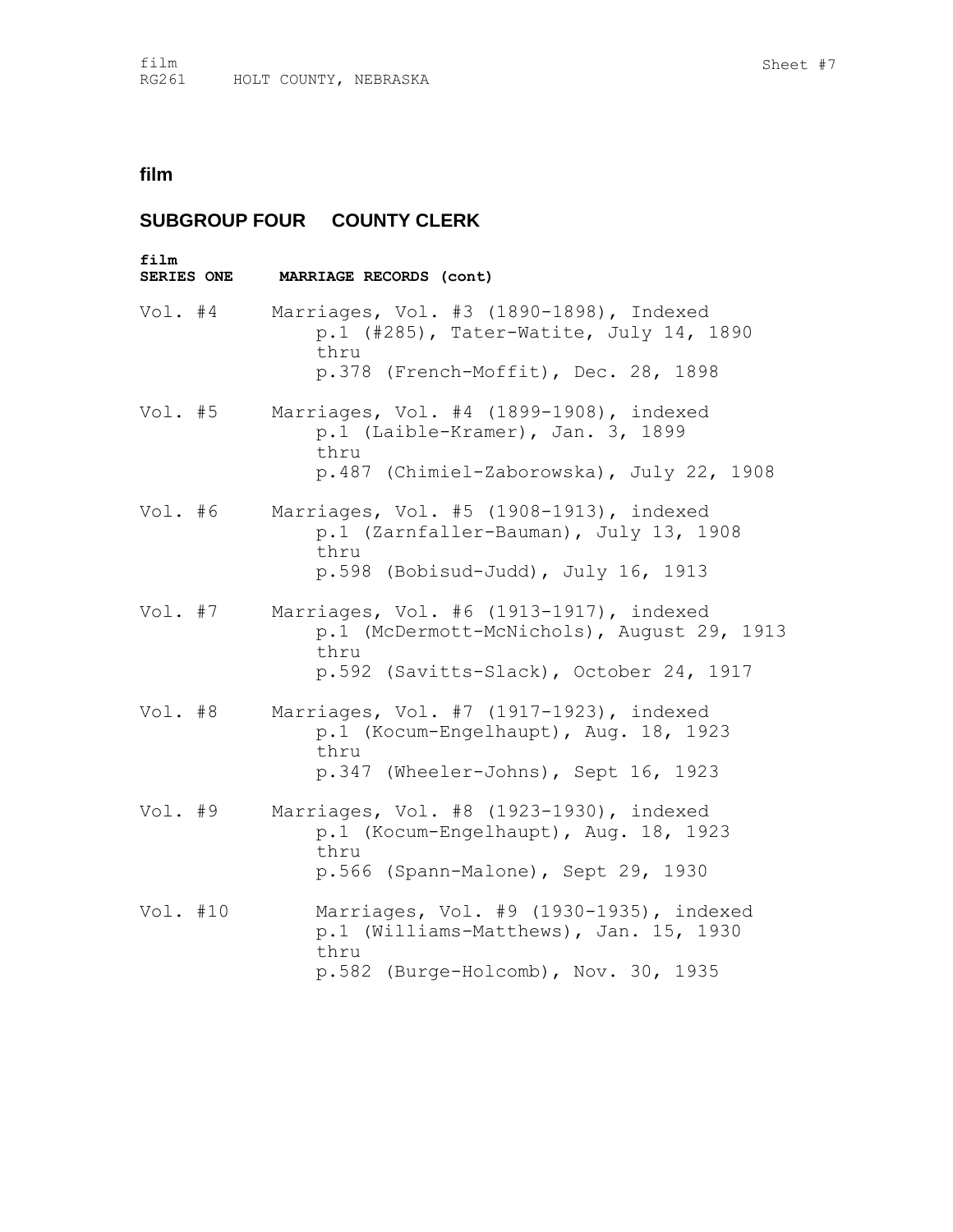film
RG261 HOLT COUNTY, NEBRASKA

Sheet #7

## film

## SUBGROUP FOUR COUNTY CLERK

**film**
**SERIES ONE MARRIAGE RECORDS (cont)**

Vol. #4 Marriages, Vol. #3 (1890-1898), Indexed
p.1 (#285), Tater-Watite, July 14, 1890
thru
p.378 (French-Moffit), Dec. 28, 1898

Vol. #5 Marriages, Vol. #4 (1899-1908), indexed
p.1 (Laible-Kramer), Jan. 3, 1899
thru
p.487 (Chimiel-Zaborowska), July 22, 1908

Vol. #6 Marriages, Vol. #5 (1908-1913), indexed
p.1 (Zarnfaller-Bauman), July 13, 1908
thru
p.598 (Bobisud-Judd), July 16, 1913

Vol. #7 Marriages, Vol. #6 (1913-1917), indexed
p.1 (McDermott-McNichols), August 29, 1913
thru
p.592 (Savitts-Slack), October 24, 1917

Vol. #8 Marriages, Vol. #7 (1917-1923), indexed
p.1 (Kocum-Engelhaupt), Aug. 18, 1923
thru
p.347 (Wheeler-Johns), Sept 16, 1923

Vol. #9 Marriages, Vol. #8 (1923-1930), indexed
p.1 (Kocum-Engelhaupt), Aug. 18, 1923
thru
p.566 (Spann-Malone), Sept 29, 1930

Vol. #10 Marriages, Vol. #9 (1930-1935), indexed
p.1 (Williams-Matthews), Jan. 15, 1930
thru
p.582 (Burge-Holcomb), Nov. 30, 1935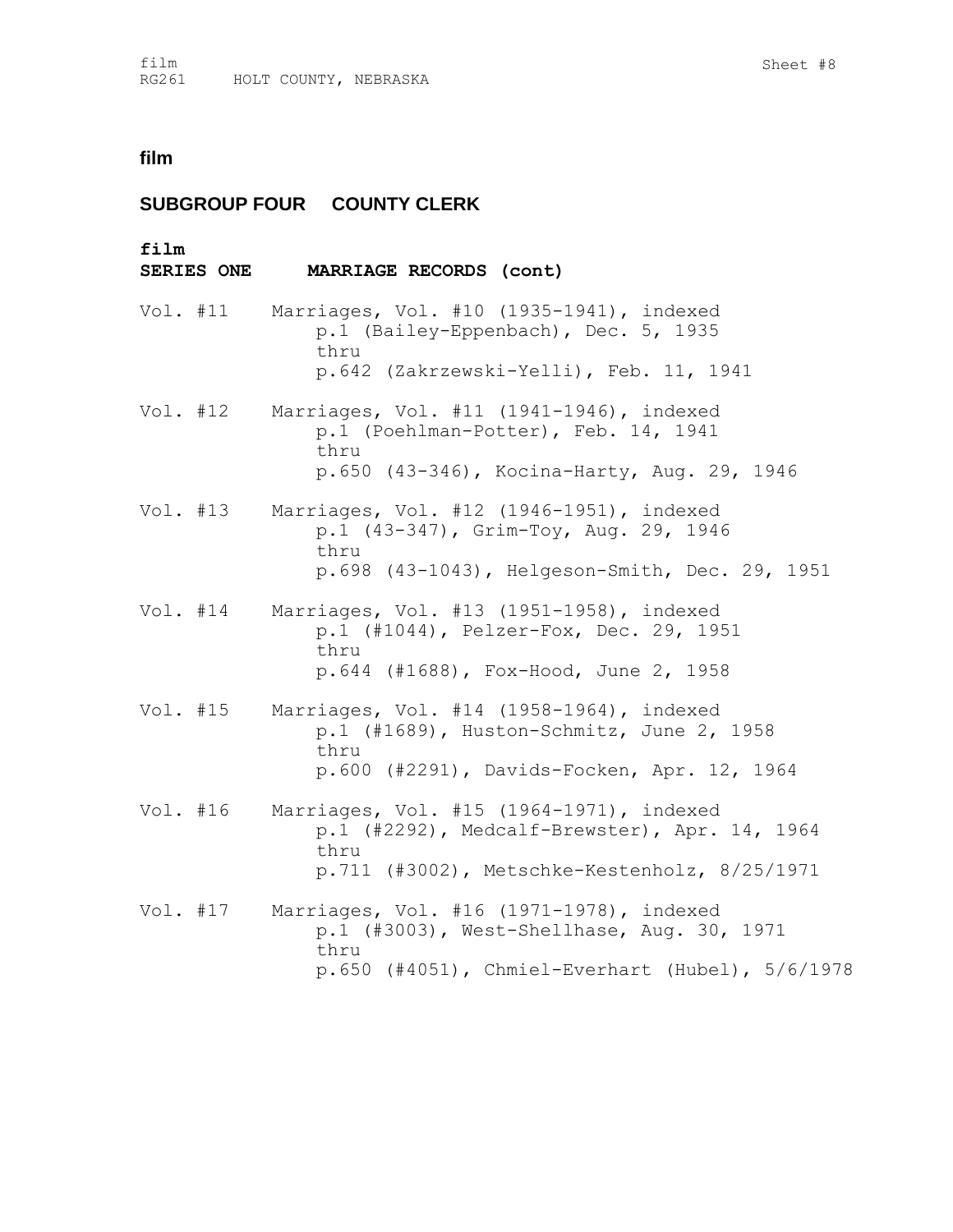**film**

## SUBGROUP FOUR COUNTY CLERK

**film**
**SERIES ONE MARRIAGE RECORDS (cont)**

Vol. #11 Marriages, Vol. #10 (1935-1941), indexed
p.1 (Bailey-Eppenbach), Dec. 5, 1935
thru
p.642 (Zakrzewski-Yelli), Feb. 11, 1941

Vol. #12 Marriages, Vol. #11 (1941-1946), indexed
p.1 (Poehlman-Potter), Feb. 14, 1941
thru
p.650 (43-346), Kocina-Harty, Aug. 29, 1946

Vol. #13 Marriages, Vol. #12 (1946-1951), indexed
p.1 (43-347), Grim-Toy, Aug. 29, 1946
thru
p.698 (43-1043), Helgeson-Smith, Dec. 29, 1951

Vol. #14 Marriages, Vol. #13 (1951-1958), indexed
p.1 (#1044), Pelzer-Fox, Dec. 29, 1951
thru
p.644 (#1688), Fox-Hood, June 2, 1958

Vol. #15 Marriages, Vol. #14 (1958-1964), indexed
p.1 (#1689), Huston-Schmitz, June 2, 1958
thru
p.600 (#2291), Davids-Focken, Apr. 12, 1964

Vol. #16 Marriages, Vol. #15 (1964-1971), indexed
p.1 (#2292), Medcalf-Brewster), Apr. 14, 1964
thru
p.711 (#3002), Metschke-Kestenholz, 8/25/1971

Vol. #17 Marriages, Vol. #16 (1971-1978), indexed
p.1 (#3003), West-Shellhase, Aug. 30, 1971
thru
p.650 (#4051), Chmiel-Everhart (Hubel), 5/6/1978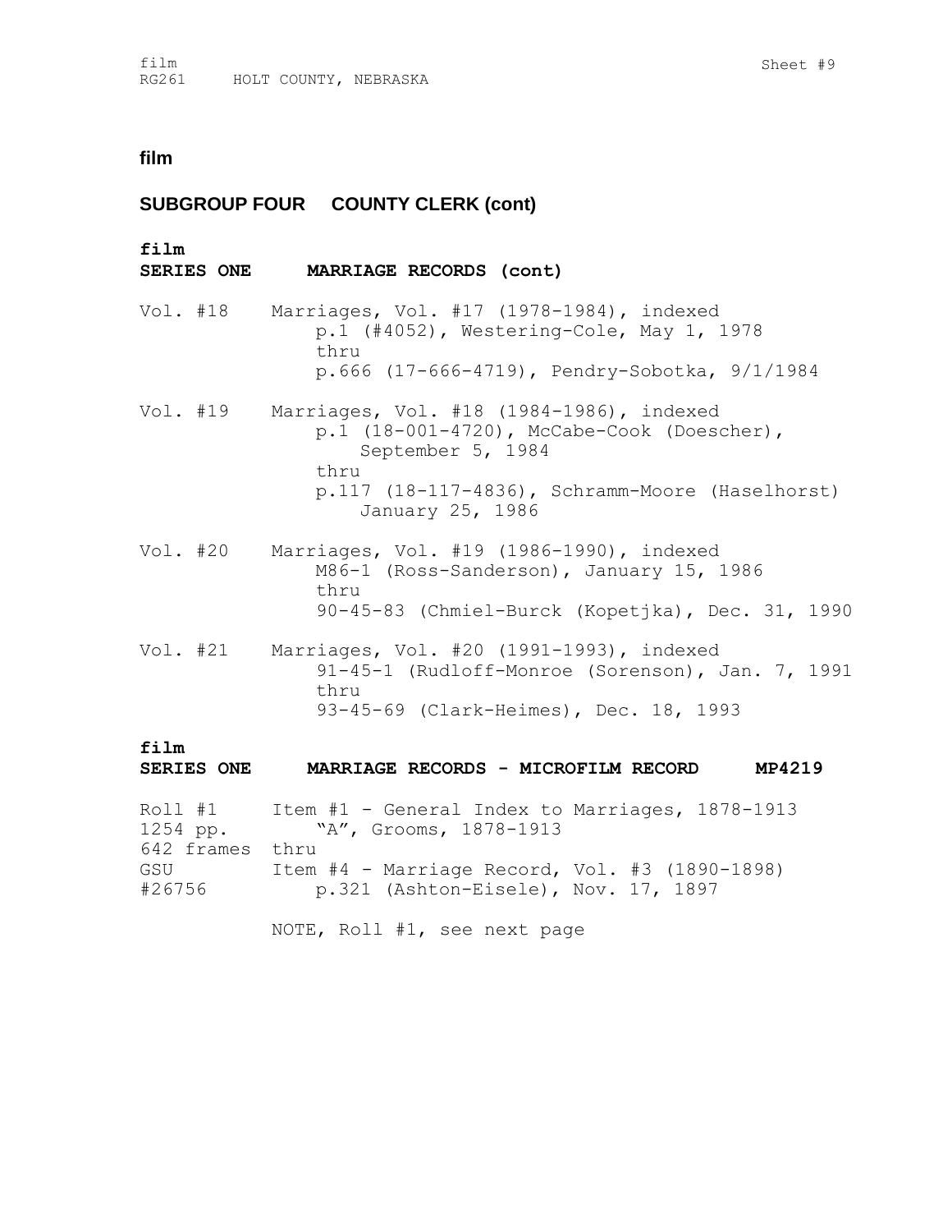**film**

**SUBGROUP FOUR COUNTY CLERK (cont)**

**film**
**SERIES ONE MARRIAGE RECORDS (cont)**

Vol. #18 Marriages, Vol. #17 (1978-1984), indexed
p.1 (#4052), Westering-Cole, May 1, 1978
thru
p.666 (17-666-4719), Pendry-Sobotka, 9/1/1984

Vol. #19 Marriages, Vol. #18 (1984-1986), indexed
p.1 (18-001-4720), McCabe-Cook (Doescher), September 5, 1984
thru
p.117 (18-117-4836), Schramm-Moore (Haselhorst) January 25, 1986

Vol. #20 Marriages, Vol. #19 (1986-1990), indexed
M86-1 (Ross-Sanderson), January 15, 1986
thru
90-45-83 (Chmiel-Burck (Kopetjka), Dec. 31, 1990

Vol. #21 Marriages, Vol. #20 (1991-1993), indexed
91-45-1 (Rudloff-Monroe (Sorenson), Jan. 7, 1991
thru
93-45-69 (Clark-Heimes), Dec. 18, 1993

**film**
**SERIES ONE MARRIAGE RECORDS - MICROFILM RECORD MP4219**

Roll #1
1254 pp.
642 frames
GSU
#26756

Item #1 - General Index to Marriages, 1878-1913
"A", Grooms, 1878-1913
thru
Item #4 - Marriage Record, Vol. #3 (1890-1898)
p.321 (Ashton-Eisele), Nov. 17, 1897

NOTE, Roll #1, see next page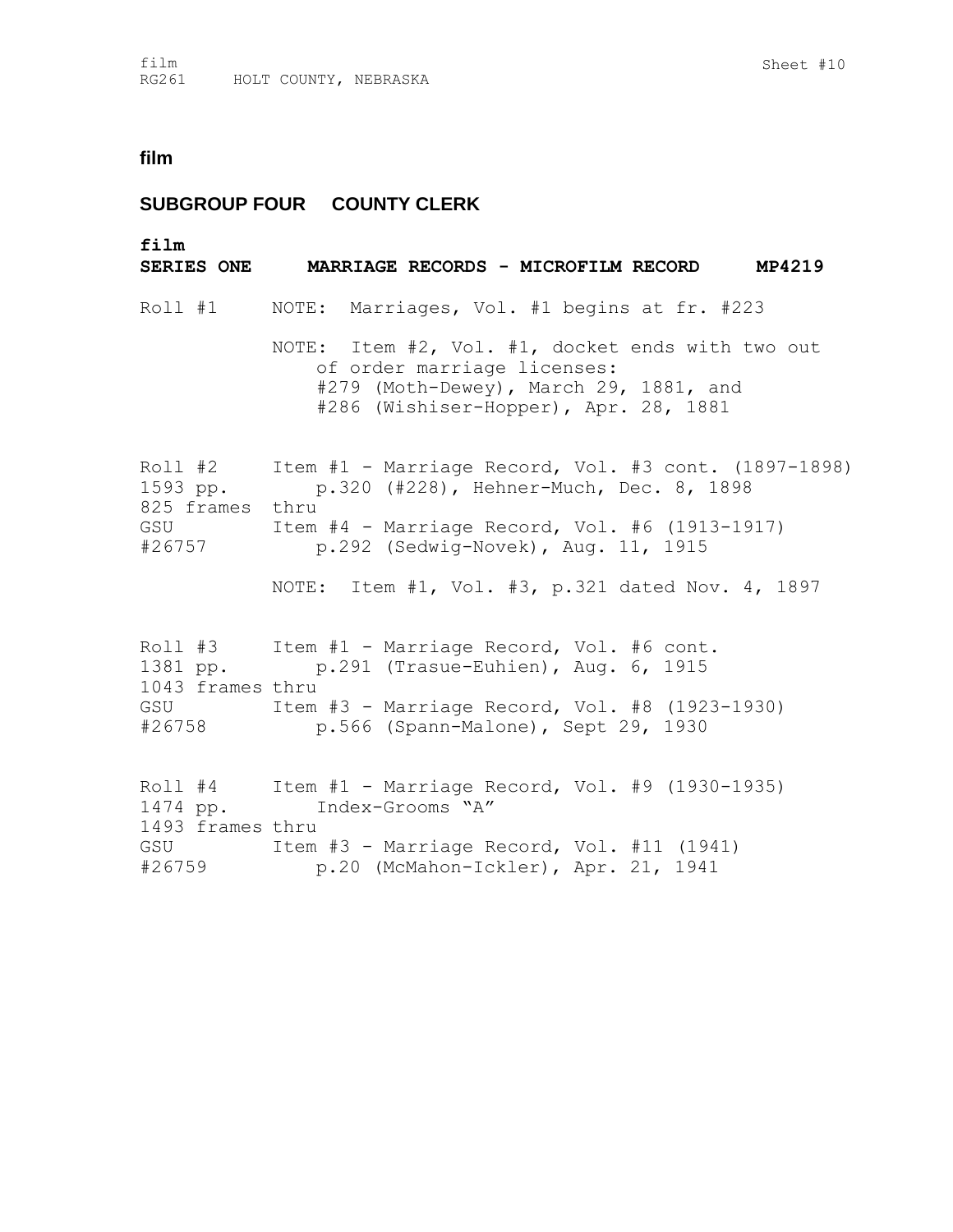## film

## SUBGROUP FOUR COUNTY CLERK

### film
### SERIES ONE MARRIAGE RECORDS - MICROFILM RECORD MP4219

Roll #1 NOTE: Marriages, Vol. #1 begins at fr. #223

NOTE: Item #2, Vol. #1, docket ends with two out of order marriage licenses:
#279 (Moth-Dewey), March 29, 1881, and
#286 (Wishiser-Hopper), Apr. 28, 1881

Roll #2
1593 pp.
825 frames
GSU
#26757

Item #1 - Marriage Record, Vol. #3 cont. (1897-1898)
p.320 (#228), Hehner-Much, Dec. 8, 1898
thru
Item #4 - Marriage Record, Vol. #6 (1913-1917)
p.292 (Sedwig-Novek), Aug. 11, 1915

NOTE: Item #1, Vol. #3, p.321 dated Nov. 4, 1897

Roll #3
1381 pp.
1043 frames
GSU
#26758

Item #1 - Marriage Record, Vol. #6 cont.
p.291 (Trasue-Euhien), Aug. 6, 1915
thru
Item #3 - Marriage Record, Vol. #8 (1923-1930)
p.566 (Spann-Malone), Sept 29, 1930

Roll #4
1474 pp.
1493 frames
GSU
#26759

Item #1 - Marriage Record, Vol. #9 (1930-1935)
Index-Grooms "A"
thru
Item #3 - Marriage Record, Vol. #11 (1941)
p.20 (McMahon-Ickler), Apr. 21, 1941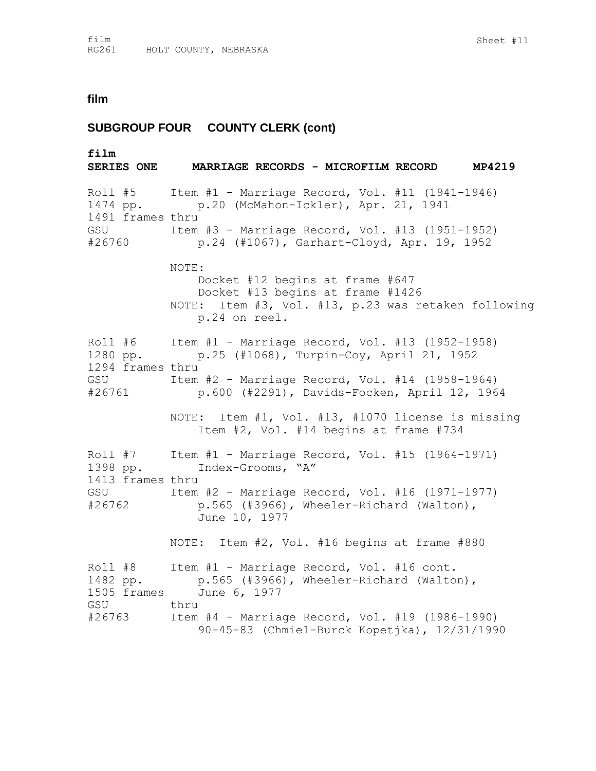**film**

## SUBGROUP FOUR COUNTY CLERK (cont)

**film**
**SERIES ONE MARRIAGE RECORDS - MICROFILM RECORD MP4219**

| | |
|---|---|
| Roll #5<br>1474 pp.<br>1491 frames<br>GSU<br>#26760 | Item #1 - Marriage Record, Vol. #11 (1941-1946)<br>p.20 (McMahon-Ickler), Apr. 21, 1941<br>thru<br>Item #3 - Marriage Record, Vol. #13 (1951-1952)<br>p.24 (#1067), Garhart-Cloyd, Apr. 19, 1952<br><br>NOTE:<br>Docket #12 begins at frame #647<br>Docket #13 begins at frame #1426<br>NOTE: Item #3, Vol. #13, p.23 was retaken following p.24 on reel. |
| Roll #6<br>1280 pp.<br>1294 frames<br>GSU<br>#26761 | Item #1 - Marriage Record, Vol. #13 (1952-1958)<br>p.25 (#1068), Turpin-Coy, April 21, 1952<br>thru<br>Item #2 - Marriage Record, Vol. #14 (1958-1964)<br>p.600 (#2291), Davids-Focken, April 12, 1964<br><br>NOTE: Item #1, Vol. #13, #1070 license is missing<br>Item #2, Vol. #14 begins at frame #734 |
| Roll #7<br>1398 pp.<br>1413 frames<br>GSU<br>#26762 | Item #1 - Marriage Record, Vol. #15 (1964-1971)<br>Index-Grooms, "A"<br>thru<br>Item #2 - Marriage Record, Vol. #16 (1971-1977)<br>p.565 (#3966), Wheeler-Richard (Walton), June 10, 1977<br><br>NOTE: Item #2, Vol. #16 begins at frame #880 |
| Roll #8<br>1482 pp.<br>1505 frames<br>GSU<br>#26763 | Item #1 - Marriage Record, Vol. #16 cont.<br>p.565 (#3966), Wheeler-Richard (Walton), June 6, 1977<br>thru<br>Item #4 - Marriage Record, Vol. #19 (1986-1990)<br>90-45-83 (Chmiel-Burck Kopetjka), 12/31/1990 |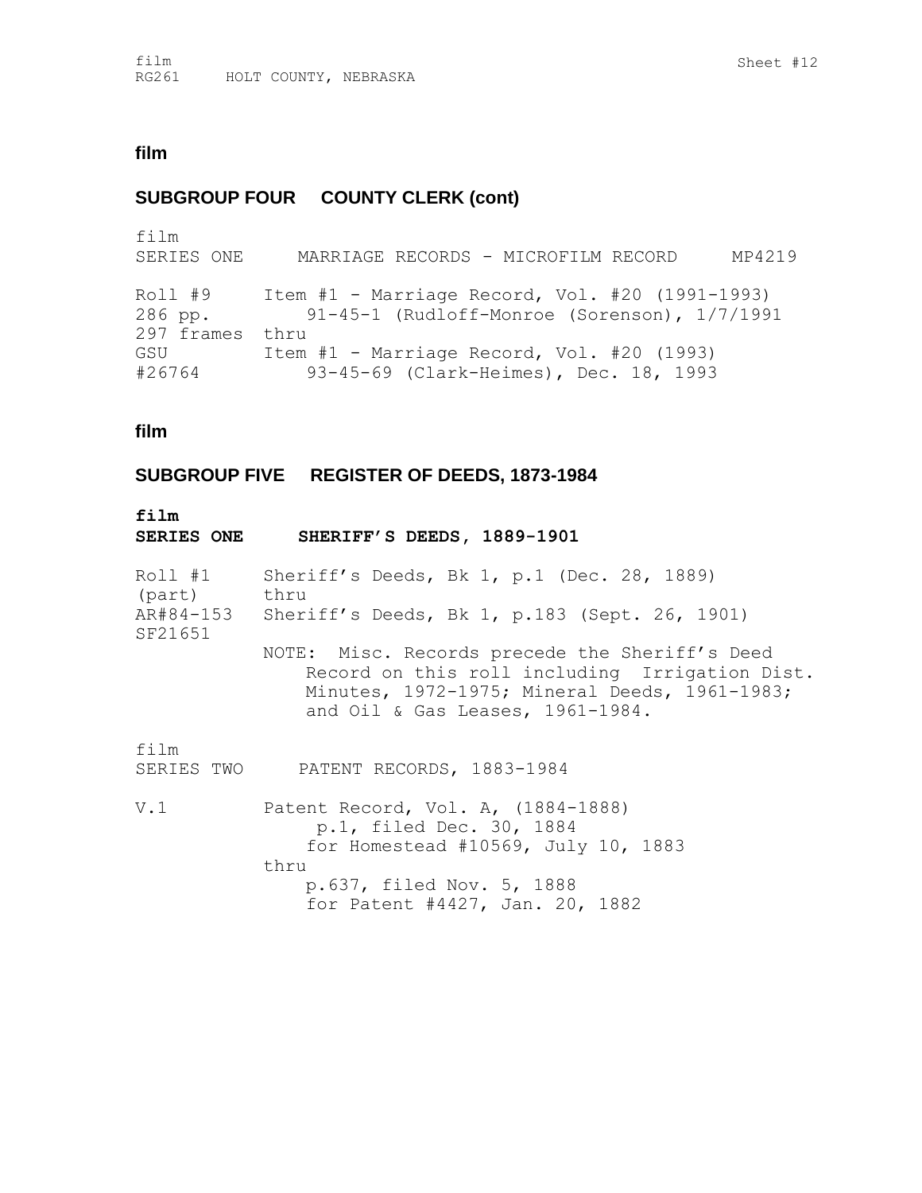**film**

## SUBGROUP FOUR COUNTY CLERK (cont)

film
SERIES ONE MARRIAGE RECORDS - MICROFILM RECORD MP4219

| | |
|---|---|
| Roll #9<br>286 pp.<br>297 frames<br>GSU<br>#26764 | Item #1 - Marriage Record, Vol. #20 (1991-1993)<br>91-45-1 (Rudloff-Monroe (Sorenson), 1/7/1991<br>thru<br>Item #1 - Marriage Record, Vol. #20 (1993)<br>93-45-69 (Clark-Heimes), Dec. 18, 1993 |

**film**

## SUBGROUP FIVE REGISTER OF DEEDS, 1873-1984

**film**
**SERIES ONE SHERIFF'S DEEDS, 1889-1901**

| | |
|---|---|
| Roll #1<br>(part)<br>AR#84-153<br>SF21651 | Sheriff's Deeds, Bk 1, p.1 (Dec. 28, 1889)<br>thru<br>Sheriff's Deeds, Bk 1, p.183 (Sept. 26, 1901) |
| | NOTE: Misc. Records precede the Sheriff's Deed Record on this roll including Irrigation Dist. Minutes, 1972-1975; Mineral Deeds, 1961-1983; and Oil & Gas Leases, 1961-1984. |

film
SERIES TWO PATENT RECORDS, 1883-1984

| | |
|---|---|
| V.1 | Patent Record, Vol. A, (1884-1888)<br>p.1, filed Dec. 30, 1884<br>for Homestead #10569, July 10, 1883<br>thru<br>p.637, filed Nov. 5, 1888<br>for Patent #4427, Jan. 20, 1882 |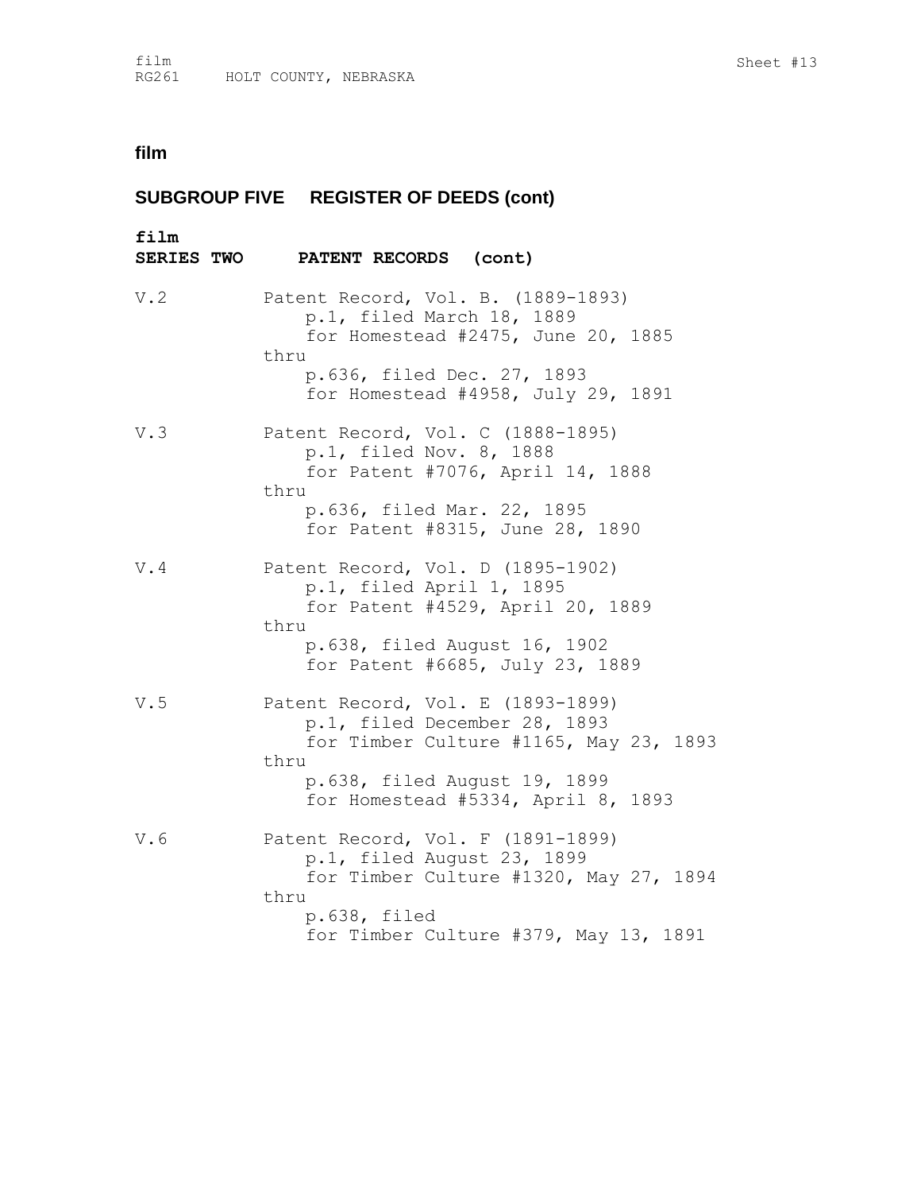**film**

## SUBGROUP FIVE REGISTER OF DEEDS (cont)

**film**
**SERIES TWO PATENT RECORDS (cont)**

V.2 Patent Record, Vol. B. (1889-1893)
p.1, filed March 18, 1889
for Homestead #2475, June 20, 1885
thru
p.636, filed Dec. 27, 1893
for Homestead #4958, July 29, 1891

V.3 Patent Record, Vol. C (1888-1895)
p.1, filed Nov. 8, 1888
for Patent #7076, April 14, 1888
thru
p.636, filed Mar. 22, 1895
for Patent #8315, June 28, 1890

V.4 Patent Record, Vol. D (1895-1902)
p.1, filed April 1, 1895
for Patent #4529, April 20, 1889
thru
p.638, filed August 16, 1902
for Patent #6685, July 23, 1889

V.5 Patent Record, Vol. E (1893-1899)
p.1, filed December 28, 1893
for Timber Culture #1165, May 23, 1893
thru
p.638, filed August 19, 1899
for Homestead #5334, April 8, 1893

V.6 Patent Record, Vol. F (1891-1899)
p.1, filed August 23, 1899
for Timber Culture #1320, May 27, 1894
thru
p.638, filed
for Timber Culture #379, May 13, 1891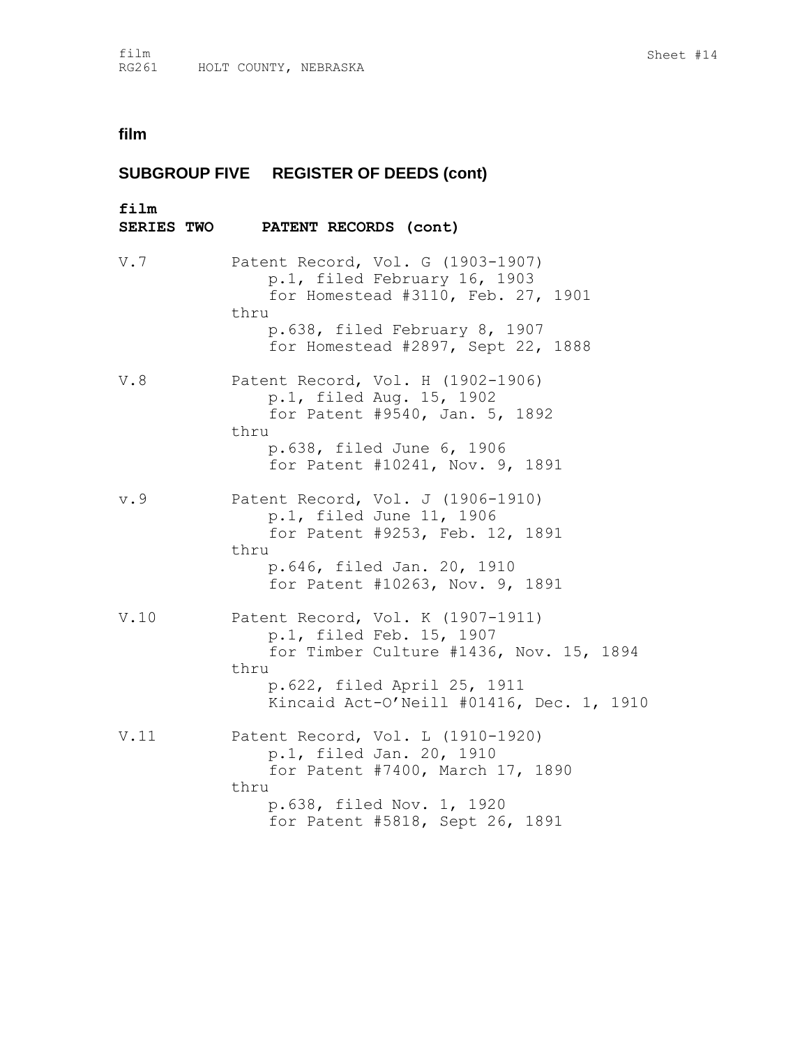**film**

## SUBGROUP FIVE    REGISTER OF DEEDS (cont)

**film**
**SERIES TWO    PATENT RECORDS (cont)**

V.7    Patent Record, Vol. G (1903-1907)
    p.1, filed February 16, 1903
    for Homestead #3110, Feb. 27, 1901
  thru
    p.638, filed February 8, 1907
    for Homestead #2897, Sept 22, 1888

V.8    Patent Record, Vol. H (1902-1906)
    p.1, filed Aug. 15, 1902
    for Patent #9540, Jan. 5, 1892
  thru
    p.638, filed June 6, 1906
    for Patent #10241, Nov. 9, 1891

v.9    Patent Record, Vol. J (1906-1910)
    p.1, filed June 11, 1906
    for Patent #9253, Feb. 12, 1891
  thru
    p.646, filed Jan. 20, 1910
    for Patent #10263, Nov. 9, 1891

V.10    Patent Record, Vol. K (1907-1911)
    p.1, filed Feb. 15, 1907
    for Timber Culture #1436, Nov. 15, 1894
  thru
    p.622, filed April 25, 1911
    Kincaid Act-O'Neill #01416, Dec. 1, 1910

V.11    Patent Record, Vol. L (1910-1920)
    p.1, filed Jan. 20, 1910
    for Patent #7400, March 17, 1890
  thru
    p.638, filed Nov. 1, 1920
    for Patent #5818, Sept 26, 1891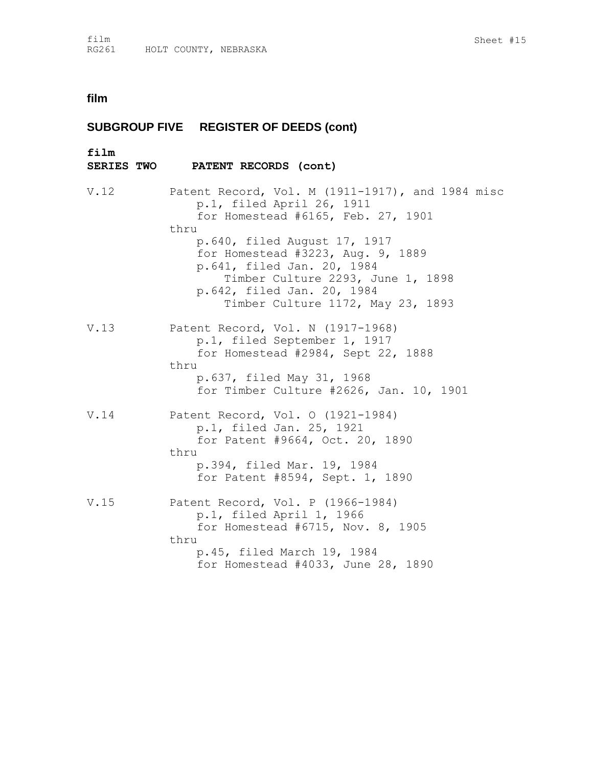**film**

## SUBGROUP FIVE REGISTER OF DEEDS (cont)

**film**
**SERIES TWO PATENT RECORDS (cont)**

V.12 Patent Record, Vol. M (1911-1917), and 1984 misc
p.1, filed April 26, 1911
for Homestead #6165, Feb. 27, 1901
thru
p.640, filed August 17, 1917
for Homestead #3223, Aug. 9, 1889
p.641, filed Jan. 20, 1984
Timber Culture 2293, June 1, 1898
p.642, filed Jan. 20, 1984
Timber Culture 1172, May 23, 1893

V.13 Patent Record, Vol. N (1917-1968)
p.1, filed September 1, 1917
for Homestead #2984, Sept 22, 1888
thru
p.637, filed May 31, 1968
for Timber Culture #2626, Jan. 10, 1901

V.14 Patent Record, Vol. O (1921-1984)
p.1, filed Jan. 25, 1921
for Patent #9664, Oct. 20, 1890
thru
p.394, filed Mar. 19, 1984
for Patent #8594, Sept. 1, 1890

V.15 Patent Record, Vol. P (1966-1984)
p.1, filed April 1, 1966
for Homestead #6715, Nov. 8, 1905
thru
p.45, filed March 19, 1984
for Homestead #4033, June 28, 1890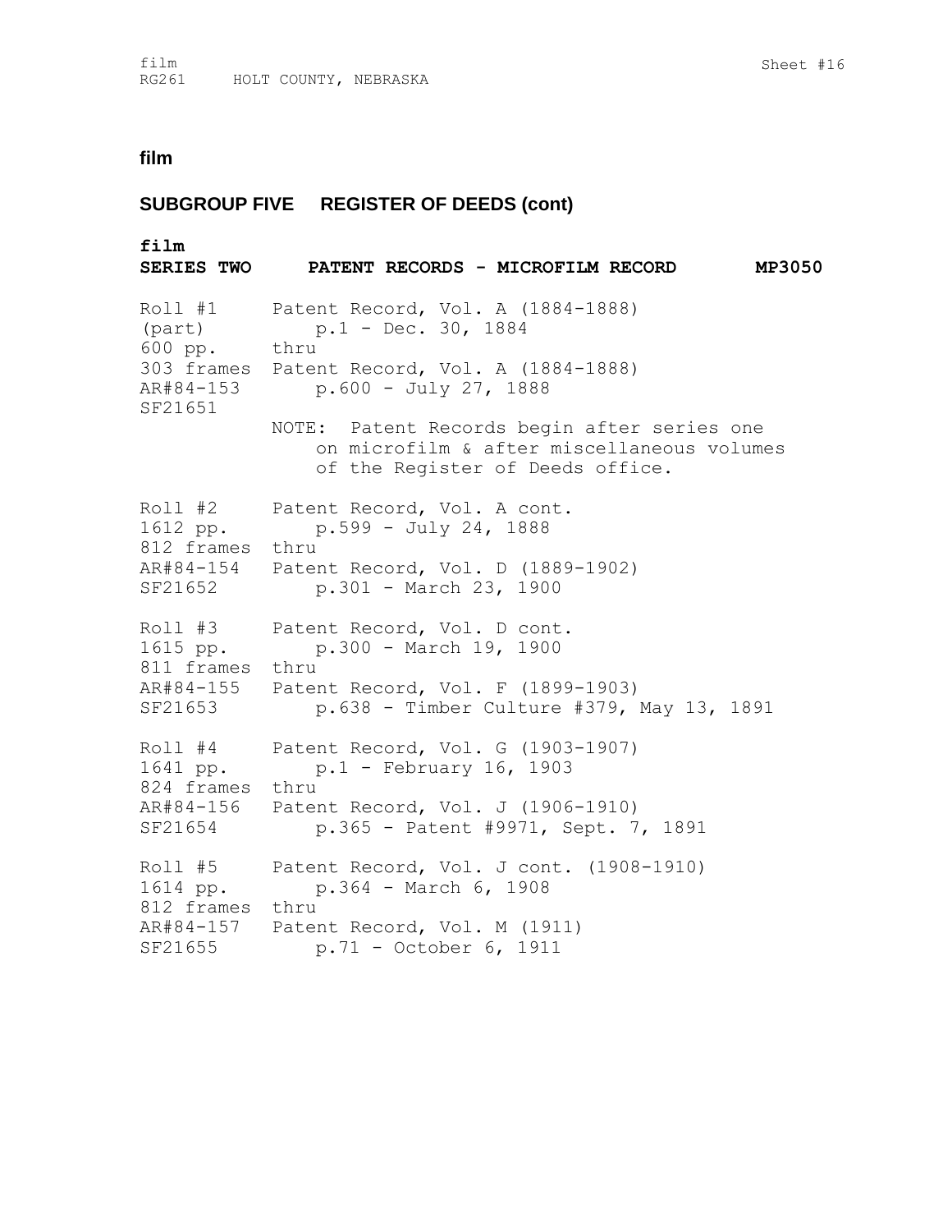**film**

## SUBGROUP FIVE REGISTER OF DEEDS (cont)

**film**
**SERIES TWO PATENT RECORDS - MICROFILM RECORD MP3050**

| | |
|---|---|
| Roll #1 (part) 600 pp. 303 frames AR#84-153 SF21651 | Patent Record, Vol. A (1884-1888) p.1 - Dec. 30, 1884 thru Patent Record, Vol. A (1884-1888) p.600 - July 27, 1888 |
| | NOTE: Patent Records begin after series one on microfilm & after miscellaneous volumes of the Register of Deeds office. |
| Roll #2 1612 pp. 812 frames AR#84-154 SF21652 | Patent Record, Vol. A cont. p.599 - July 24, 1888 thru Patent Record, Vol. D (1889-1902) p.301 - March 23, 1900 |
| Roll #3 1615 pp. 811 frames AR#84-155 SF21653 | Patent Record, Vol. D cont. p.300 - March 19, 1900 thru Patent Record, Vol. F (1899-1903) p.638 - Timber Culture #379, May 13, 1891 |
| Roll #4 1641 pp. 824 frames AR#84-156 SF21654 | Patent Record, Vol. G (1903-1907) p.1 - February 16, 1903 thru Patent Record, Vol. J (1906-1910) p.365 - Patent #9971, Sept. 7, 1891 |
| Roll #5 1614 pp. 812 frames AR#84-157 SF21655 | Patent Record, Vol. J cont. (1908-1910) p.364 - March 6, 1908 thru Patent Record, Vol. M (1911) p.71 - October 6, 1911 |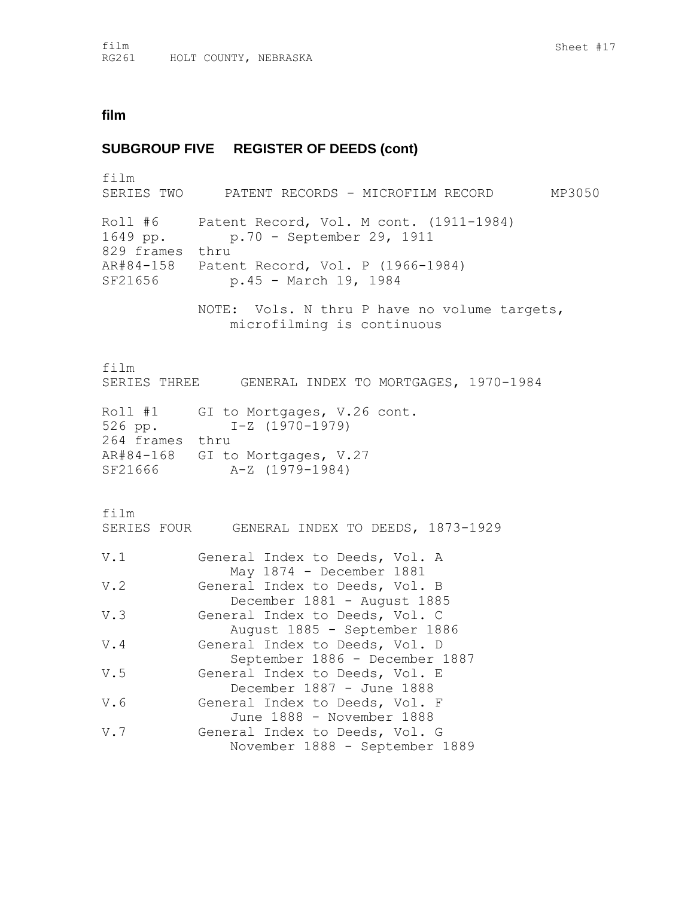**film**

**SUBGROUP FIVE REGISTER OF DEEDS (cont)**

film
SERIES TWO PATENT RECORDS - MICROFILM RECORD MP3050

| | |
|---|---|
| Roll #6 | Patent Record, Vol. M cont. (1911-1984) |
| 1649 pp. | p.70 - September 29, 1911 |
| 829 frames | thru |
| AR#84-158 | Patent Record, Vol. P (1966-1984) |
| SF21656 | p.45 - March 19, 1984 |

NOTE: Vols. N thru P have no volume targets, microfilming is continuous

film
SERIES THREE GENERAL INDEX TO MORTGAGES, 1970-1984

| | |
|---|---|
| Roll #1 | GI to Mortgages, V.26 cont. |
| 526 pp. | I-Z (1970-1979) |
| 264 frames | thru |
| AR#84-168 | GI to Mortgages, V.27 |
| SF21666 | A-Z (1979-1984) |

film
SERIES FOUR GENERAL INDEX TO DEEDS, 1873-1929

| | |
|---|---|
| V.1 | General Index to Deeds, Vol. A<br>May 1874 - December 1881 |
| V.2 | General Index to Deeds, Vol. B<br>December 1881 - August 1885 |
| V.3 | General Index to Deeds, Vol. C<br>August 1885 - September 1886 |
| V.4 | General Index to Deeds, Vol. D<br>September 1886 - December 1887 |
| V.5 | General Index to Deeds, Vol. E<br>December 1887 - June 1888 |
| V.6 | General Index to Deeds, Vol. F<br>June 1888 - November 1888 |
| V.7 | General Index to Deeds, Vol. G<br>November 1888 - September 1889 |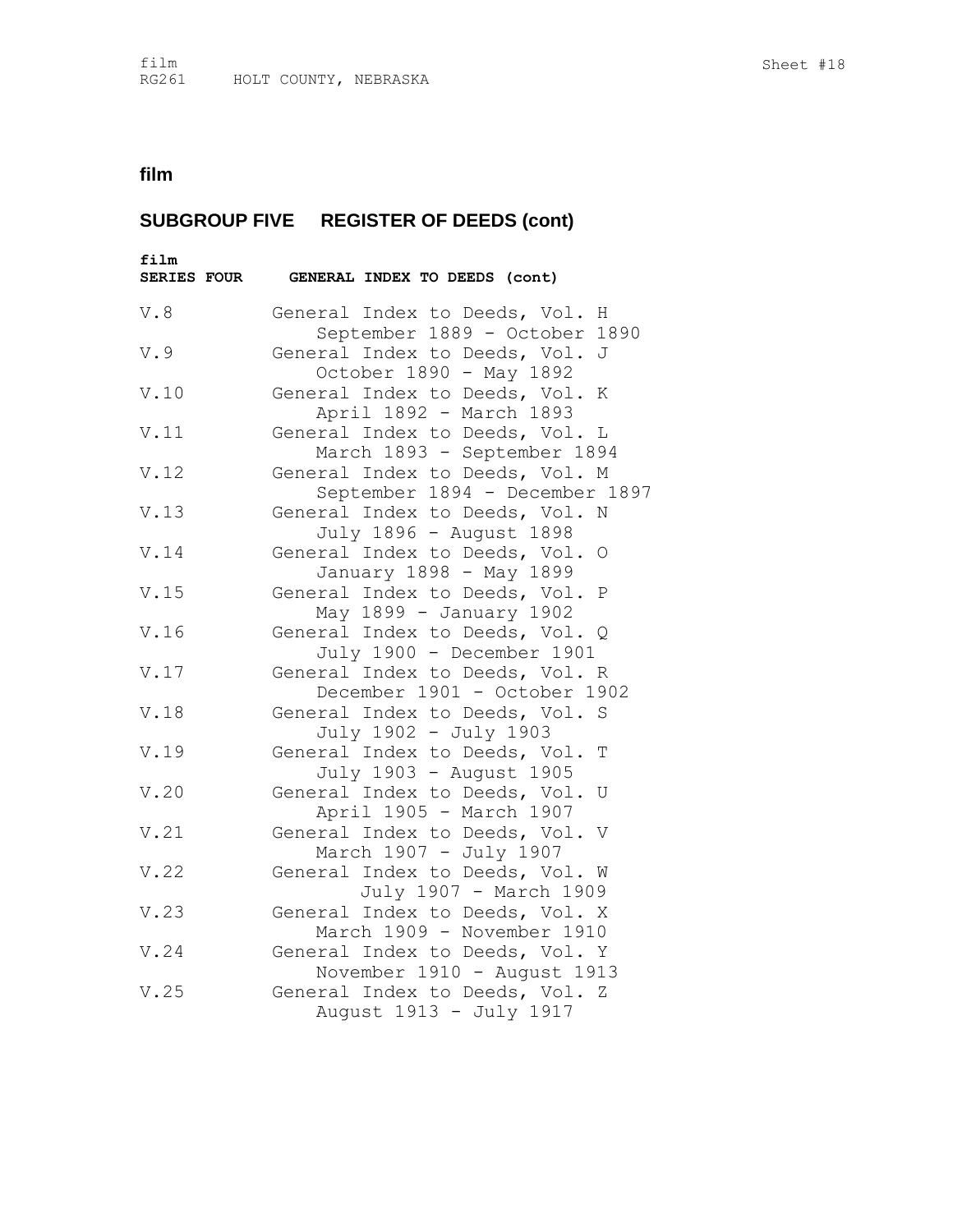**film**

## SUBGROUP FIVE REGISTER OF DEEDS (cont)

**film**
**SERIES FOUR GENERAL INDEX TO DEEDS (cont)**

| | |
|---|---|
| V.8 | General Index to Deeds, Vol. H<br>September 1889 - October 1890 |
| V.9 | General Index to Deeds, Vol. J<br>October 1890 - May 1892 |
| V.10 | General Index to Deeds, Vol. K<br>April 1892 - March 1893 |
| V.11 | General Index to Deeds, Vol. L<br>March 1893 - September 1894 |
| V.12 | General Index to Deeds, Vol. M<br>September 1894 - December 1897 |
| V.13 | General Index to Deeds, Vol. N<br>July 1896 - August 1898 |
| V.14 | General Index to Deeds, Vol. O<br>January 1898 - May 1899 |
| V.15 | General Index to Deeds, Vol. P<br>May 1899 - January 1902 |
| V.16 | General Index to Deeds, Vol. Q<br>July 1900 - December 1901 |
| V.17 | General Index to Deeds, Vol. R<br>December 1901 - October 1902 |
| V.18 | General Index to Deeds, Vol. S<br>July 1902 - July 1903 |
| V.19 | General Index to Deeds, Vol. T<br>July 1903 - August 1905 |
| V.20 | General Index to Deeds, Vol. U<br>April 1905 - March 1907 |
| V.21 | General Index to Deeds, Vol. V<br>March 1907 - July 1907 |
| V.22 | General Index to Deeds, Vol. W<br>July 1907 - March 1909 |
| V.23 | General Index to Deeds, Vol. X<br>March 1909 - November 1910 |
| V.24 | General Index to Deeds, Vol. Y<br>November 1910 - August 1913 |
| V.25 | General Index to Deeds, Vol. Z<br>August 1913 - July 1917 |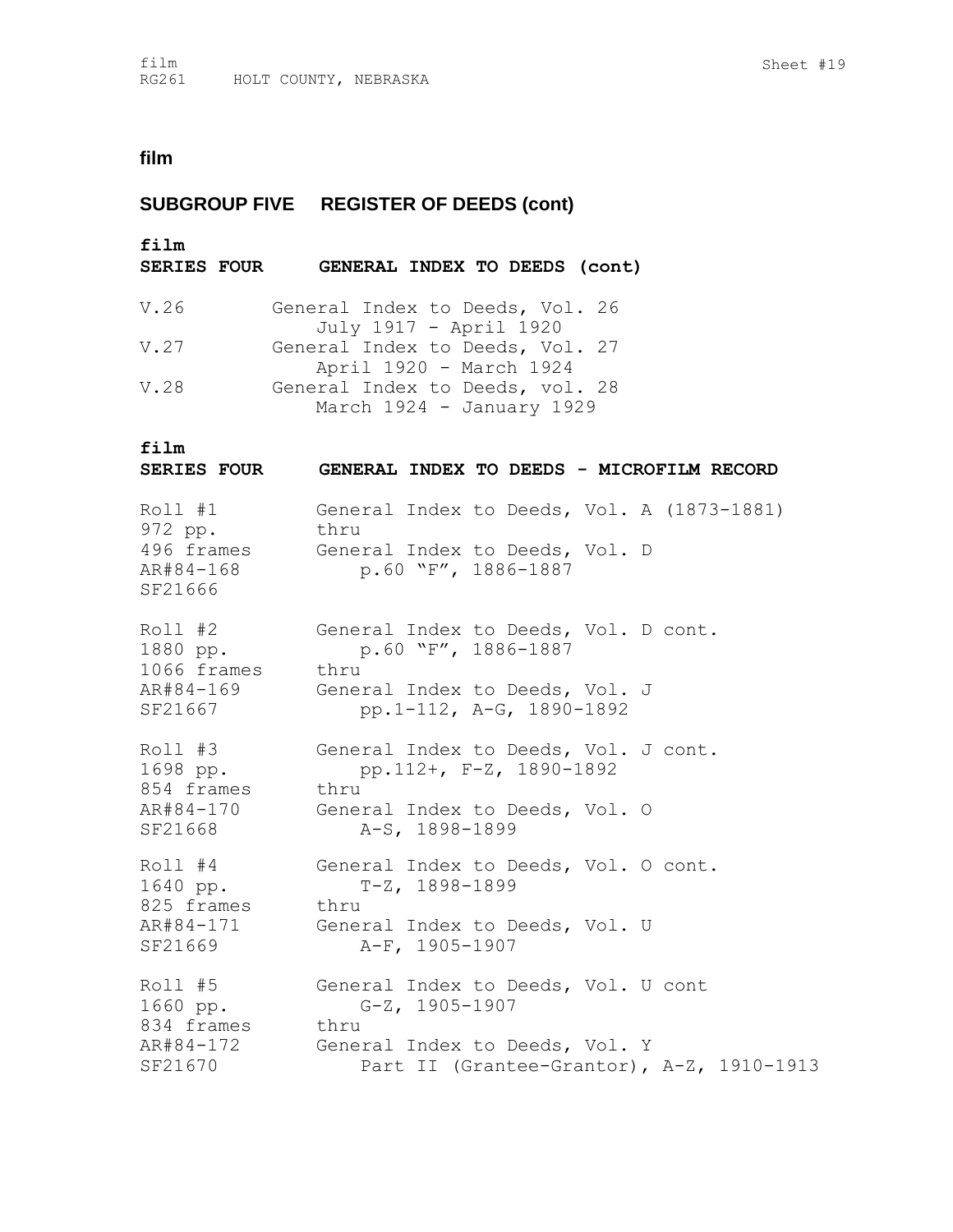**film**

## SUBGROUP FIVE REGISTER OF DEEDS (cont)

**film**
**SERIES FOUR GENERAL INDEX TO DEEDS (cont)**

| | |
|---|---|
| V.26 | General Index to Deeds, Vol. 26<br>July 1917 - April 1920 |
| V.27 | General Index to Deeds, Vol. 27<br>April 1920 - March 1924 |
| V.28 | General Index to Deeds, vol. 28<br>March 1924 - January 1929 |

**film**
**SERIES FOUR GENERAL INDEX TO DEEDS - MICROFILM RECORD**

| | |
|---|---|
| Roll #1<br>972 pp.<br>496 frames<br>AR#84-168<br>SF21666 | General Index to Deeds, Vol. A (1873-1881)<br>thru<br>General Index to Deeds, Vol. D<br>p.60 "F", 1886-1887 |
| Roll #2<br>1880 pp.<br>1066 frames<br>AR#84-169<br>SF21667 | General Index to Deeds, Vol. D cont.<br>p.60 "F", 1886-1887<br>thru<br>General Index to Deeds, Vol. J<br>pp.1-112, A-G, 1890-1892 |
| Roll #3<br>1698 pp.<br>854 frames<br>AR#84-170<br>SF21668 | General Index to Deeds, Vol. J cont.<br>pp.112+, F-Z, 1890-1892<br>thru<br>General Index to Deeds, Vol. O<br>A-S, 1898-1899 |
| Roll #4<br>1640 pp.<br>825 frames<br>AR#84-171<br>SF21669 | General Index to Deeds, Vol. O cont.<br>T-Z, 1898-1899<br>thru<br>General Index to Deeds, Vol. U<br>A-F, 1905-1907 |
| Roll #5<br>1660 pp.<br>834 frames<br>AR#84-172<br>SF21670 | General Index to Deeds, Vol. U cont<br>G-Z, 1905-1907<br>thru<br>General Index to Deeds, Vol. Y<br>Part II (Grantee-Grantor), A-Z, 1910-1913 |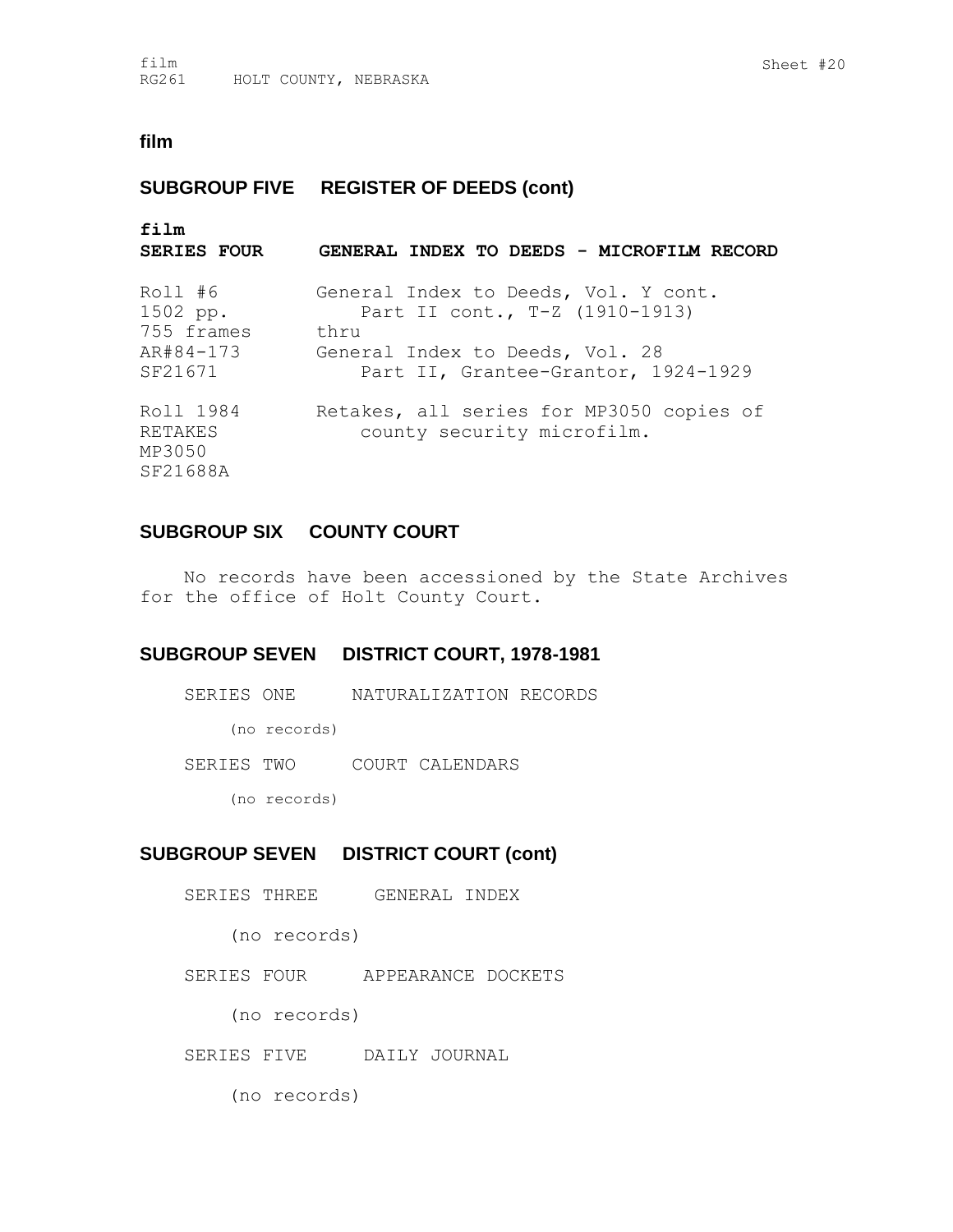**film**

## SUBGROUP FIVE REGISTER OF DEEDS (cont)

**film**
### SERIES FOUR GENERAL INDEX TO DEEDS - MICROFILM RECORD

| | |
|---|---|
| Roll #6<br>1502 pp.<br>755 frames<br>AR#84-173<br>SF21671 | General Index to Deeds, Vol. Y cont.<br>Part II cont., T-Z (1910-1913)<br>thru<br>General Index to Deeds, Vol. 28<br>Part II, Grantee-Grantor, 1924-1929 |
| Roll 1984<br>RETAKES<br>MP3050<br>SF21688A | Retakes, all series for MP3050 copies of county security microfilm. |

## SUBGROUP SIX COUNTY COURT

No records have been accessioned by the State Archives for the office of Holt County Court.

## SUBGROUP SEVEN DISTRICT COURT, 1978-1981

SERIES ONE NATURALIZATION RECORDS

(no records)

SERIES TWO COURT CALENDARS

(no records)

## SUBGROUP SEVEN DISTRICT COURT (cont)

SERIES THREE GENERAL INDEX

(no records)

SERIES FOUR APPEARANCE DOCKETS

(no records)

SERIES FIVE DAILY JOURNAL

(no records)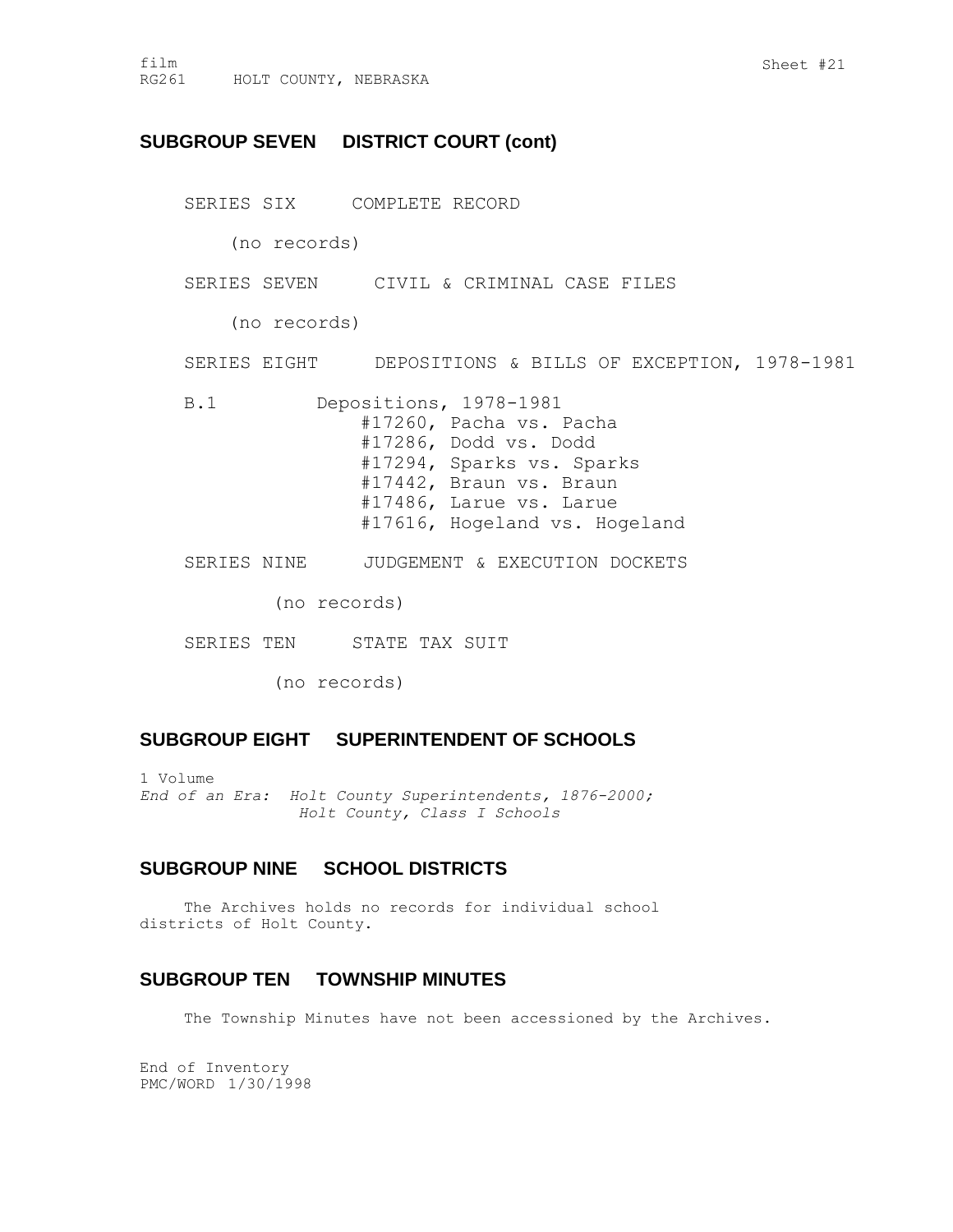## SUBGROUP SEVEN DISTRICT COURT (cont)

SERIES SIX COMPLETE RECORD

(no records)

SERIES SEVEN CIVIL & CRIMINAL CASE FILES

(no records)

SERIES EIGHT DEPOSITIONS & BILLS OF EXCEPTION, 1978-1981

B.1 Depositions, 1978-1981
#17260, Pacha vs. Pacha
#17286, Dodd vs. Dodd
#17294, Sparks vs. Sparks
#17442, Braun vs. Braun
#17486, Larue vs. Larue
#17616, Hogeland vs. Hogeland

SERIES NINE JUDGEMENT & EXECUTION DOCKETS

(no records)

SERIES TEN STATE TAX SUIT

(no records)

## SUBGROUP EIGHT SUPERINTENDENT OF SCHOOLS

1 Volume
*End of an Era: Holt County Superintendents, 1876-2000;*
*Holt County, Class I Schools*

## SUBGROUP NINE SCHOOL DISTRICTS

The Archives holds no records for individual school districts of Holt County.

## SUBGROUP TEN TOWNSHIP MINUTES

The Township Minutes have not been accessioned by the Archives.

End of Inventory
PMC/WORD 1/30/1998